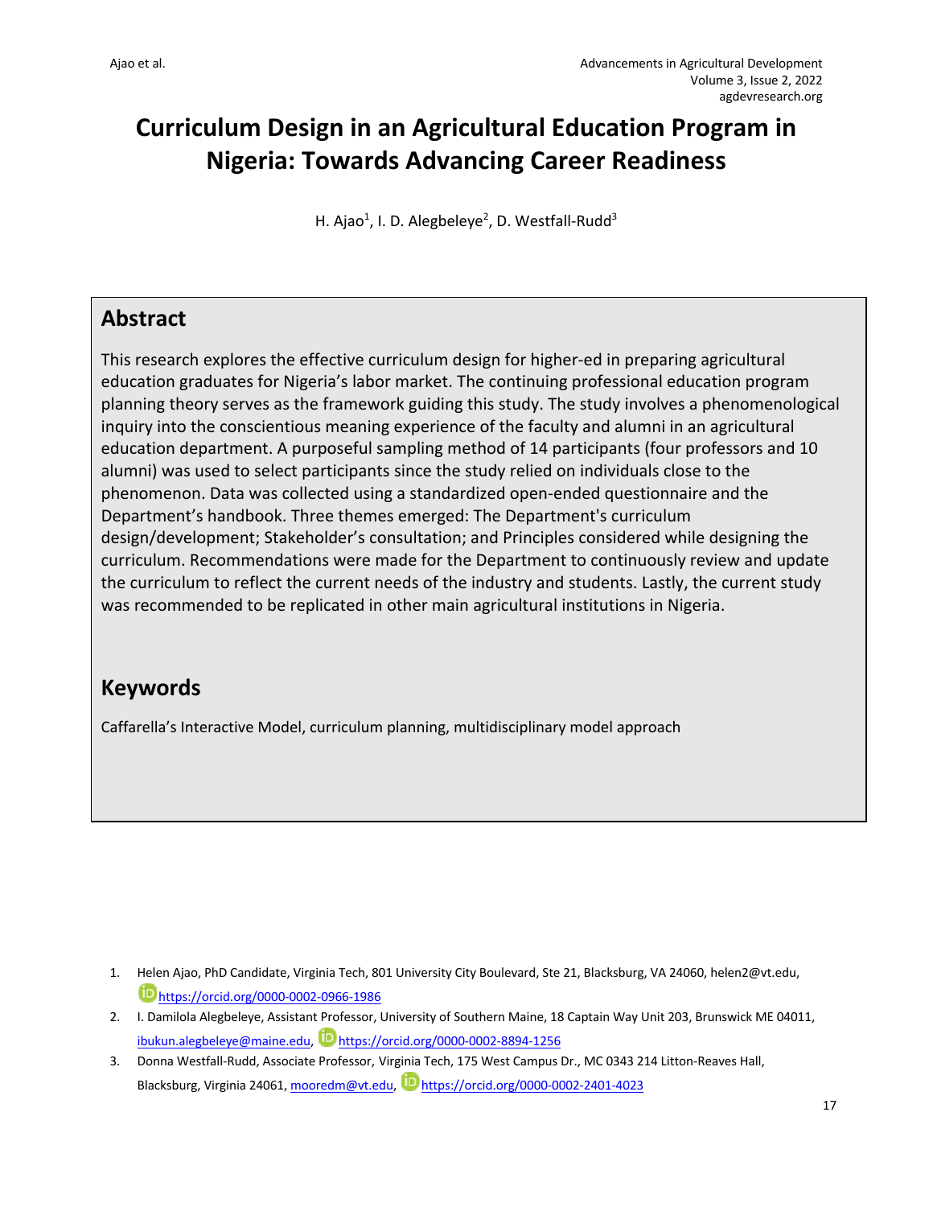# Curriculum Design in an Agricultural Education Program in Nigeria: Towards Advancing Career Readiness

H. Ajao[1], I. D. Alegbeleye[2], D. Westfall-Rudd[3]

## Abstract

This research explores the effective curriculum design for higher-ed in preparing agricultural education graduates for Nigeria's labor market. The continuing professional education program planning theory serves as the framework guiding this study. The study involves a phenomenological inquiry into the conscientious meaning experience of the faculty and alumni in an agricultural education department. A purposeful sampling method of 14 participants (four professors and 10 alumni) was used to select participants since the study relied on individuals close to the phenomenon. Data was collected using a standardized open-ended questionnaire and the Department's handbook. Three themes emerged: The Department's curriculum design/development; Stakeholder's consultation; and Principles considered while designing the curriculum. Recommendations were made for the Department to continuously review and update the curriculum to reflect the current needs of the industry and students. Lastly, the current study was recommended to be replicated in other main agricultural institutions in Nigeria.

## Keywords

Caffarella's Interactive Model, curriculum planning, multidisciplinary model approach

1. Helen Ajao, PhD Candidate, Virginia Tech, 801 University City Boulevard, Ste 21, Blacksburg, VA 24060, helen2@vt.edu, https://orcid.org/0000-0002-0966-1986
2. I. Damilola Alegbeleye, Assistant Professor, University of Southern Maine, 18 Captain Way Unit 203, Brunswick ME 04011, ibukun.alegbeleye@maine.edu, https://orcid.org/0000-0002-8894-1256
3. Donna Westfall-Rudd, Associate Professor, Virginia Tech, 175 West Campus Dr., MC 0343 214 Litton-Reaves Hall, Blacksburg, Virginia 24061, mooredm@vt.edu, https://orcid.org/0000-0002-2401-4023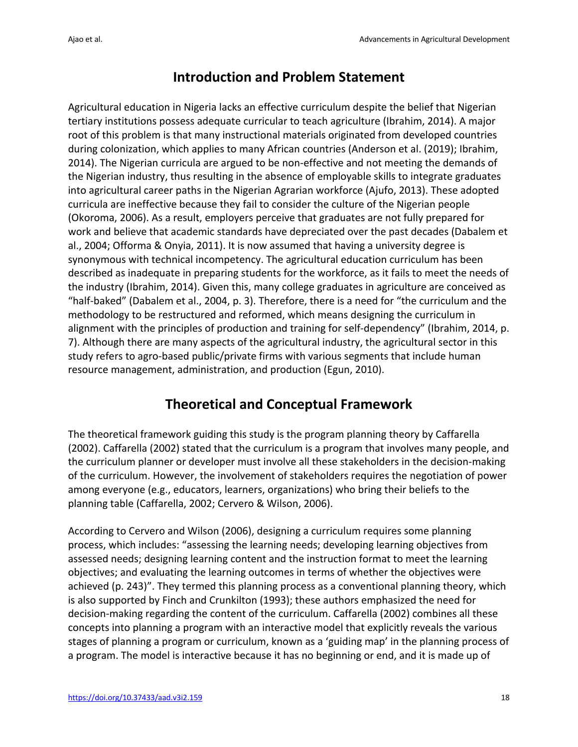## Introduction and Problem Statement

Agricultural education in Nigeria lacks an effective curriculum despite the belief that Nigerian tertiary institutions possess adequate curricular to teach agriculture (Ibrahim, 2014). A major root of this problem is that many instructional materials originated from developed countries during colonization, which applies to many African countries (Anderson et al. (2019); Ibrahim, 2014). The Nigerian curricula are argued to be non-effective and not meeting the demands of the Nigerian industry, thus resulting in the absence of employable skills to integrate graduates into agricultural career paths in the Nigerian Agrarian workforce (Ajufo, 2013). These adopted curricula are ineffective because they fail to consider the culture of the Nigerian people (Okoroma, 2006). As a result, employers perceive that graduates are not fully prepared for work and believe that academic standards have depreciated over the past decades (Dabalem et al., 2004; Offorma & Onyia, 2011). It is now assumed that having a university degree is synonymous with technical incompetency. The agricultural education curriculum has been described as inadequate in preparing students for the workforce, as it fails to meet the needs of the industry (Ibrahim, 2014). Given this, many college graduates in agriculture are conceived as "half-baked" (Dabalem et al., 2004, p. 3). Therefore, there is a need for "the curriculum and the methodology to be restructured and reformed, which means designing the curriculum in alignment with the principles of production and training for self-dependency" (Ibrahim, 2014, p. 7). Although there are many aspects of the agricultural industry, the agricultural sector in this study refers to agro-based public/private firms with various segments that include human resource management, administration, and production (Egun, 2010).

## Theoretical and Conceptual Framework

The theoretical framework guiding this study is the program planning theory by Caffarella (2002). Caffarella (2002) stated that the curriculum is a program that involves many people, and the curriculum planner or developer must involve all these stakeholders in the decision-making of the curriculum. However, the involvement of stakeholders requires the negotiation of power among everyone (e.g., educators, learners, organizations) who bring their beliefs to the planning table (Caffarella, 2002; Cervero & Wilson, 2006).

According to Cervero and Wilson (2006), designing a curriculum requires some planning process, which includes: "assessing the learning needs; developing learning objectives from assessed needs; designing learning content and the instruction format to meet the learning objectives; and evaluating the learning outcomes in terms of whether the objectives were achieved (p. 243)". They termed this planning process as a conventional planning theory, which is also supported by Finch and Crunkilton (1993); these authors emphasized the need for decision-making regarding the content of the curriculum. Caffarella (2002) combines all these concepts into planning a program with an interactive model that explicitly reveals the various stages of planning a program or curriculum, known as a 'guiding map' in the planning process of a program. The model is interactive because it has no beginning or end, and it is made up of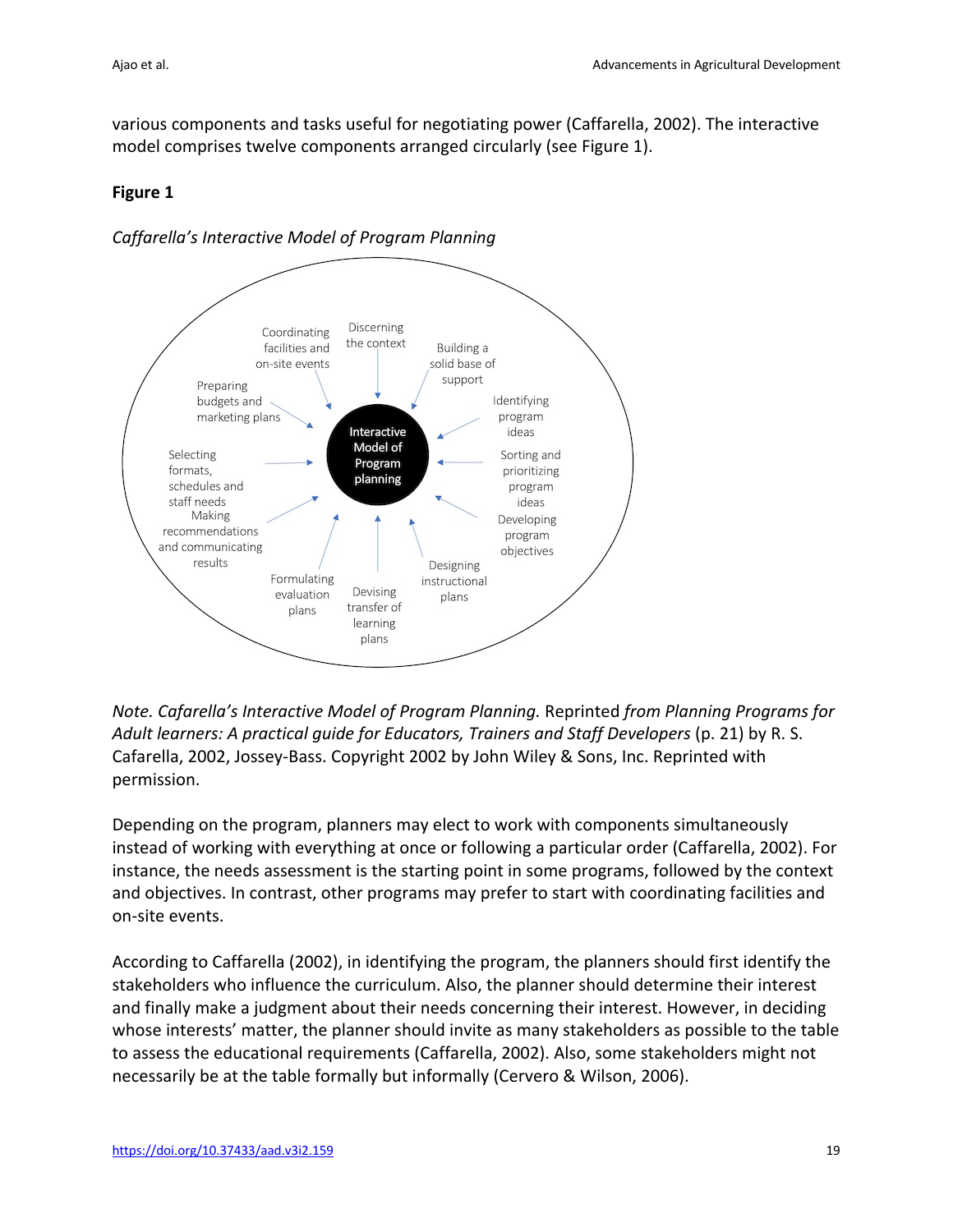various components and tasks useful for negotiating power (Caffarella, 2002). The interactive model comprises twelve components arranged circularly (see Figure 1).

**Figure 1**

*Caffarella's Interactive Model of Program Planning*

Interactive Model of Program planning

Discerning the context

Building a solid base of support

Identifying program ideas

Sorting and prioritizing program ideas

Developing program objectives

Designing instructional plans

Devising transfer of learning plans

Formulating evaluation plans

Making recommendations and communicating results

Selecting formats, schedules and staff needs

Preparing budgets and marketing plans

Coordinating facilities and on-site events

*Note. Cafarella's Interactive Model of Program Planning.* Reprinted *from Planning Programs for Adult learners: A practical guide for Educators, Trainers and Staff Developers* (p. 21) by R. S. Cafarella, 2002, Jossey-Bass. Copyright 2002 by John Wiley & Sons, Inc. Reprinted with permission.

Depending on the program, planners may elect to work with components simultaneously instead of working with everything at once or following a particular order (Caffarella, 2002). For instance, the needs assessment is the starting point in some programs, followed by the context and objectives. In contrast, other programs may prefer to start with coordinating facilities and on-site events.

According to Caffarella (2002), in identifying the program, the planners should first identify the stakeholders who influence the curriculum. Also, the planner should determine their interest and finally make a judgment about their needs concerning their interest. However, in deciding whose interests' matter, the planner should invite as many stakeholders as possible to the table to assess the educational requirements (Caffarella, 2002). Also, some stakeholders might not necessarily be at the table formally but informally (Cervero & Wilson, 2006).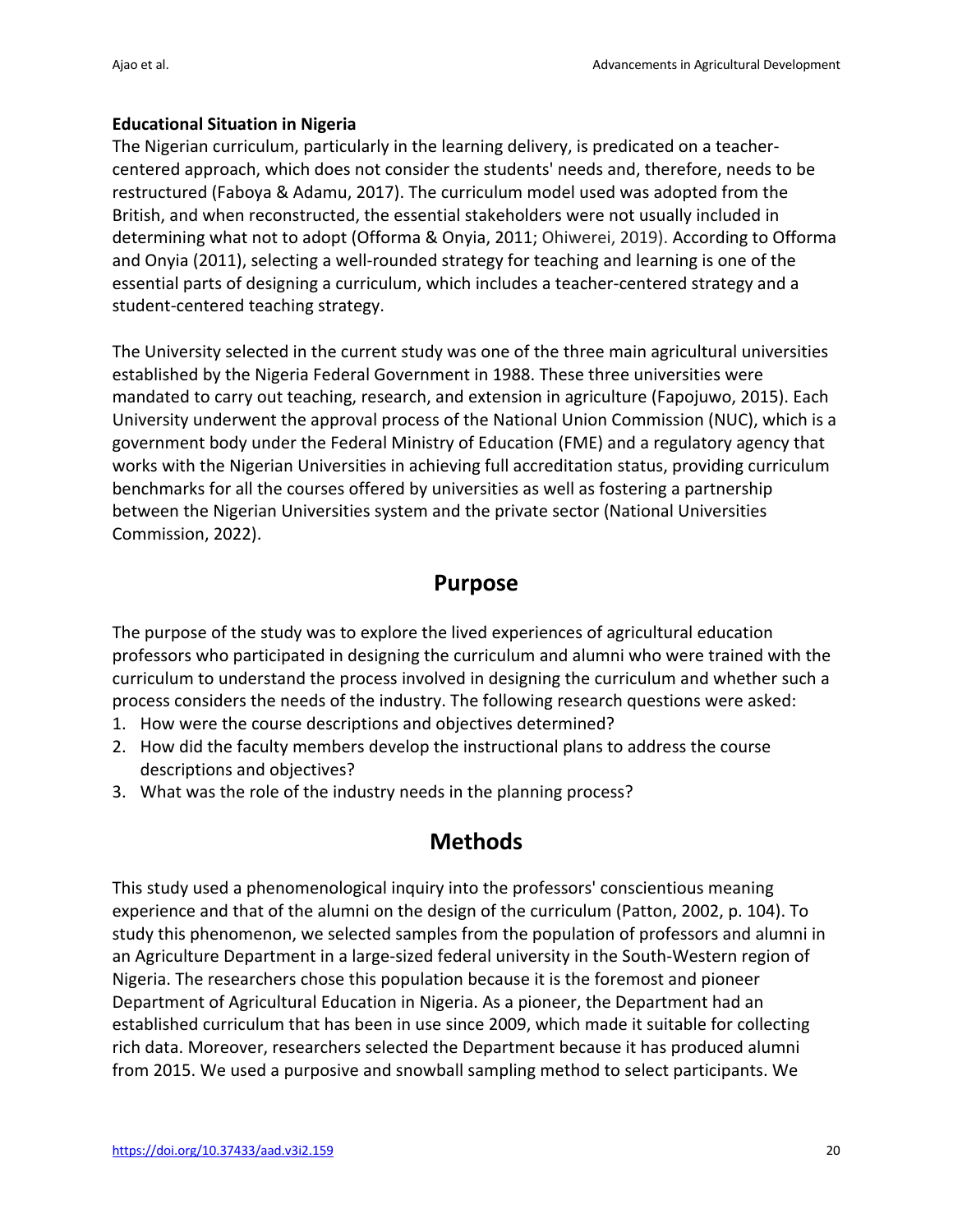### Educational Situation in Nigeria

The Nigerian curriculum, particularly in the learning delivery, is predicated on a teacher-centered approach, which does not consider the students' needs and, therefore, needs to be restructured (Faboya & Adamu, 2017). The curriculum model used was adopted from the British, and when reconstructed, the essential stakeholders were not usually included in determining what not to adopt (Offorma & Onyia, 2011; Ohiwerei, 2019). According to Offorma and Onyia (2011), selecting a well-rounded strategy for teaching and learning is one of the essential parts of designing a curriculum, which includes a teacher-centered strategy and a student-centered teaching strategy.

The University selected in the current study was one of the three main agricultural universities established by the Nigeria Federal Government in 1988. These three universities were mandated to carry out teaching, research, and extension in agriculture (Fapojuwo, 2015). Each University underwent the approval process of the National Union Commission (NUC), which is a government body under the Federal Ministry of Education (FME) and a regulatory agency that works with the Nigerian Universities in achieving full accreditation status, providing curriculum benchmarks for all the courses offered by universities as well as fostering a partnership between the Nigerian Universities system and the private sector (National Universities Commission, 2022).

## Purpose

The purpose of the study was to explore the lived experiences of agricultural education professors who participated in designing the curriculum and alumni who were trained with the curriculum to understand the process involved in designing the curriculum and whether such a process considers the needs of the industry. The following research questions were asked:

1. How were the course descriptions and objectives determined?
2. How did the faculty members develop the instructional plans to address the course descriptions and objectives?
3. What was the role of the industry needs in the planning process?

## Methods

This study used a phenomenological inquiry into the professors' conscientious meaning experience and that of the alumni on the design of the curriculum (Patton, 2002, p. 104). To study this phenomenon, we selected samples from the population of professors and alumni in an Agriculture Department in a large-sized federal university in the South-Western region of Nigeria. The researchers chose this population because it is the foremost and pioneer Department of Agricultural Education in Nigeria. As a pioneer, the Department had an established curriculum that has been in use since 2009, which made it suitable for collecting rich data. Moreover, researchers selected the Department because it has produced alumni from 2015. We used a purposive and snowball sampling method to select participants. We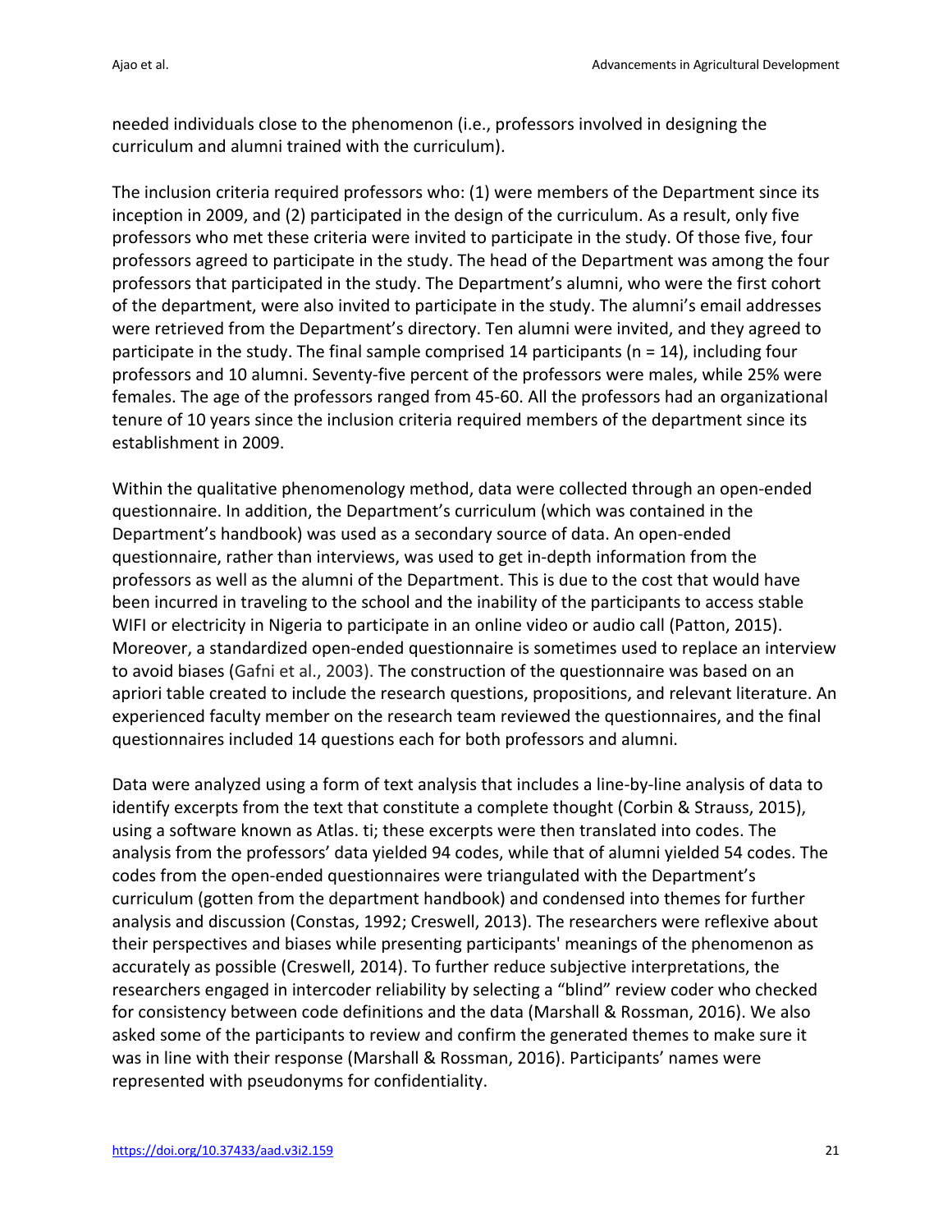needed individuals close to the phenomenon (i.e., professors involved in designing the curriculum and alumni trained with the curriculum).

The inclusion criteria required professors who: (1) were members of the Department since its inception in 2009, and (2) participated in the design of the curriculum. As a result, only five professors who met these criteria were invited to participate in the study. Of those five, four professors agreed to participate in the study. The head of the Department was among the four professors that participated in the study. The Department's alumni, who were the first cohort of the department, were also invited to participate in the study. The alumni's email addresses were retrieved from the Department's directory. Ten alumni were invited, and they agreed to participate in the study. The final sample comprised 14 participants (n = 14), including four professors and 10 alumni. Seventy-five percent of the professors were males, while 25% were females. The age of the professors ranged from 45-60. All the professors had an organizational tenure of 10 years since the inclusion criteria required members of the department since its establishment in 2009.

Within the qualitative phenomenology method, data were collected through an open-ended questionnaire. In addition, the Department's curriculum (which was contained in the Department's handbook) was used as a secondary source of data. An open-ended questionnaire, rather than interviews, was used to get in-depth information from the professors as well as the alumni of the Department. This is due to the cost that would have been incurred in traveling to the school and the inability of the participants to access stable WIFI or electricity in Nigeria to participate in an online video or audio call (Patton, 2015). Moreover, a standardized open-ended questionnaire is sometimes used to replace an interview to avoid biases (Gafni et al., 2003). The construction of the questionnaire was based on an apriori table created to include the research questions, propositions, and relevant literature. An experienced faculty member on the research team reviewed the questionnaires, and the final questionnaires included 14 questions each for both professors and alumni.

Data were analyzed using a form of text analysis that includes a line-by-line analysis of data to identify excerpts from the text that constitute a complete thought (Corbin & Strauss, 2015), using a software known as Atlas. ti; these excerpts were then translated into codes. The analysis from the professors' data yielded 94 codes, while that of alumni yielded 54 codes. The codes from the open-ended questionnaires were triangulated with the Department's curriculum (gotten from the department handbook) and condensed into themes for further analysis and discussion (Constas, 1992; Creswell, 2013). The researchers were reflexive about their perspectives and biases while presenting participants' meanings of the phenomenon as accurately as possible (Creswell, 2014). To further reduce subjective interpretations, the researchers engaged in intercoder reliability by selecting a "blind" review coder who checked for consistency between code definitions and the data (Marshall & Rossman, 2016). We also asked some of the participants to review and confirm the generated themes to make sure it was in line with their response (Marshall & Rossman, 2016). Participants' names were represented with pseudonyms for confidentiality.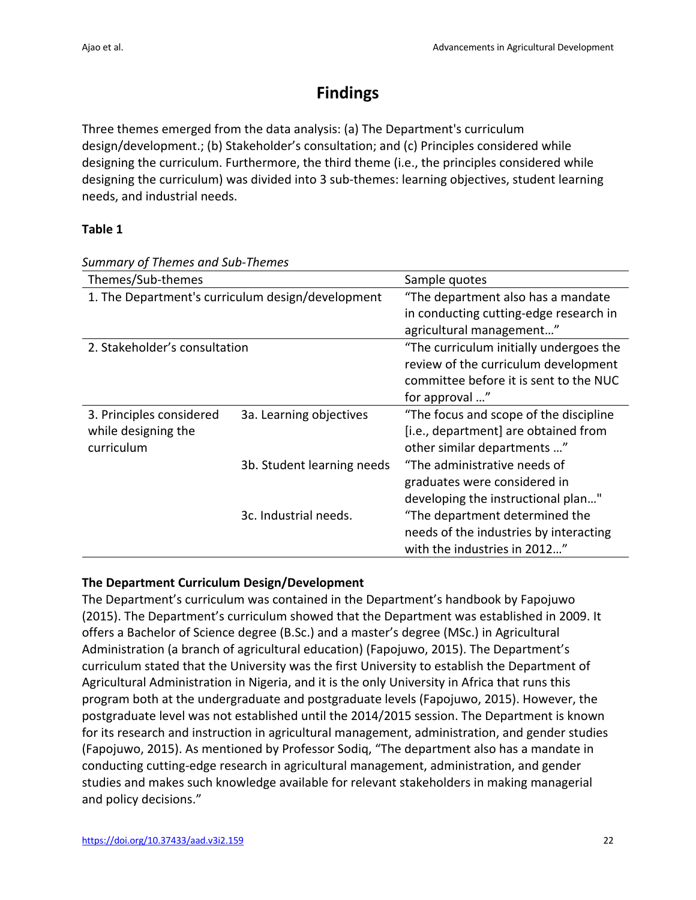# Findings

Three themes emerged from the data analysis: (a) The Department's curriculum design/development.; (b) Stakeholder's consultation; and (c) Principles considered while designing the curriculum. Furthermore, the third theme (i.e., the principles considered while designing the curriculum) was divided into 3 sub-themes: learning objectives, student learning needs, and industrial needs.

**Table 1**

*Summary of Themes and Sub-Themes*

| Themes/Sub-themes | | Sample quotes |
|---|---|---|
| 1. The Department's curriculum design/development | | "The department also has a mandate in conducting cutting-edge research in agricultural management…" |
| 2. Stakeholder's consultation | | "The curriculum initially undergoes the review of the curriculum development committee before it is sent to the NUC for approval …" |
| 3. Principles considered while designing the curriculum | 3a. Learning objectives | "The focus and scope of the discipline [i.e., department] are obtained from other similar departments …" |
| | 3b. Student learning needs | "The administrative needs of graduates were considered in developing the instructional plan…" |
| | 3c. Industrial needs. | "The department determined the needs of the industries by interacting with the industries in 2012…" |

### The Department Curriculum Design/Development

The Department's curriculum was contained in the Department's handbook by Fapojuwo (2015). The Department's curriculum showed that the Department was established in 2009. It offers a Bachelor of Science degree (B.Sc.) and a master's degree (MSc.) in Agricultural Administration (a branch of agricultural education) (Fapojuwo, 2015). The Department's curriculum stated that the University was the first University to establish the Department of Agricultural Administration in Nigeria, and it is the only University in Africa that runs this program both at the undergraduate and postgraduate levels (Fapojuwo, 2015). However, the postgraduate level was not established until the 2014/2015 session. The Department is known for its research and instruction in agricultural management, administration, and gender studies (Fapojuwo, 2015). As mentioned by Professor Sodiq, "The department also has a mandate in conducting cutting-edge research in agricultural management, administration, and gender studies and makes such knowledge available for relevant stakeholders in making managerial and policy decisions."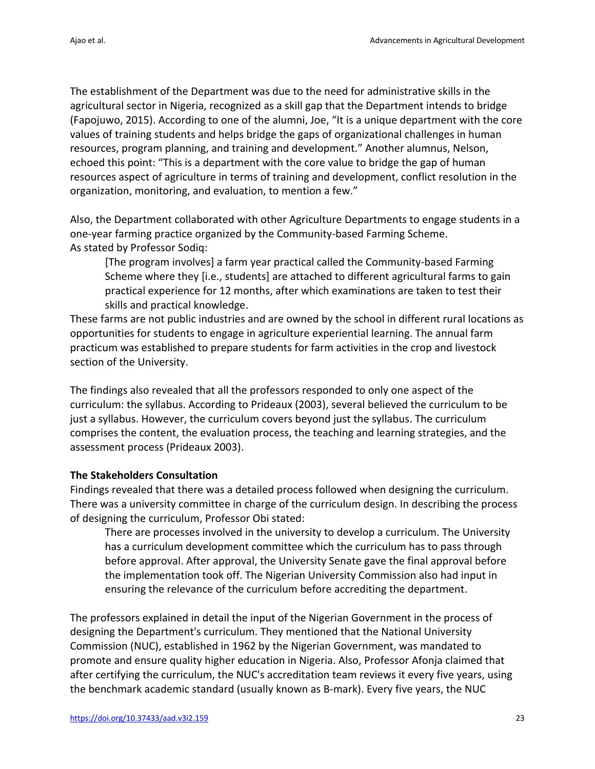The establishment of the Department was due to the need for administrative skills in the agricultural sector in Nigeria, recognized as a skill gap that the Department intends to bridge (Fapojuwo, 2015). According to one of the alumni, Joe, "It is a unique department with the core values of training students and helps bridge the gaps of organizational challenges in human resources, program planning, and training and development." Another alumnus, Nelson, echoed this point: "This is a department with the core value to bridge the gap of human resources aspect of agriculture in terms of training and development, conflict resolution in the organization, monitoring, and evaluation, to mention a few."

Also, the Department collaborated with other Agriculture Departments to engage students in a one-year farming practice organized by the Community-based Farming Scheme.
As stated by Professor Sodiq:

> [The program involves] a farm year practical called the Community-based Farming Scheme where they [i.e., students] are attached to different agricultural farms to gain practical experience for 12 months, after which examinations are taken to test their skills and practical knowledge.

These farms are not public industries and are owned by the school in different rural locations as opportunities for students to engage in agriculture experiential learning. The annual farm practicum was established to prepare students for farm activities in the crop and livestock section of the University.

The findings also revealed that all the professors responded to only one aspect of the curriculum: the syllabus. According to Prideaux (2003), several believed the curriculum to be just a syllabus. However, the curriculum covers beyond just the syllabus. The curriculum comprises the content, the evaluation process, the teaching and learning strategies, and the assessment process (Prideaux 2003).

**The Stakeholders Consultation**

Findings revealed that there was a detailed process followed when designing the curriculum. There was a university committee in charge of the curriculum design. In describing the process of designing the curriculum, Professor Obi stated:

> There are processes involved in the university to develop a curriculum. The University has a curriculum development committee which the curriculum has to pass through before approval. After approval, the University Senate gave the final approval before the implementation took off. The Nigerian University Commission also had input in ensuring the relevance of the curriculum before accrediting the department.

The professors explained in detail the input of the Nigerian Government in the process of designing the Department's curriculum. They mentioned that the National University Commission (NUC), established in 1962 by the Nigerian Government, was mandated to promote and ensure quality higher education in Nigeria. Also, Professor Afonja claimed that after certifying the curriculum, the NUC's accreditation team reviews it every five years, using the benchmark academic standard (usually known as B-mark). Every five years, the NUC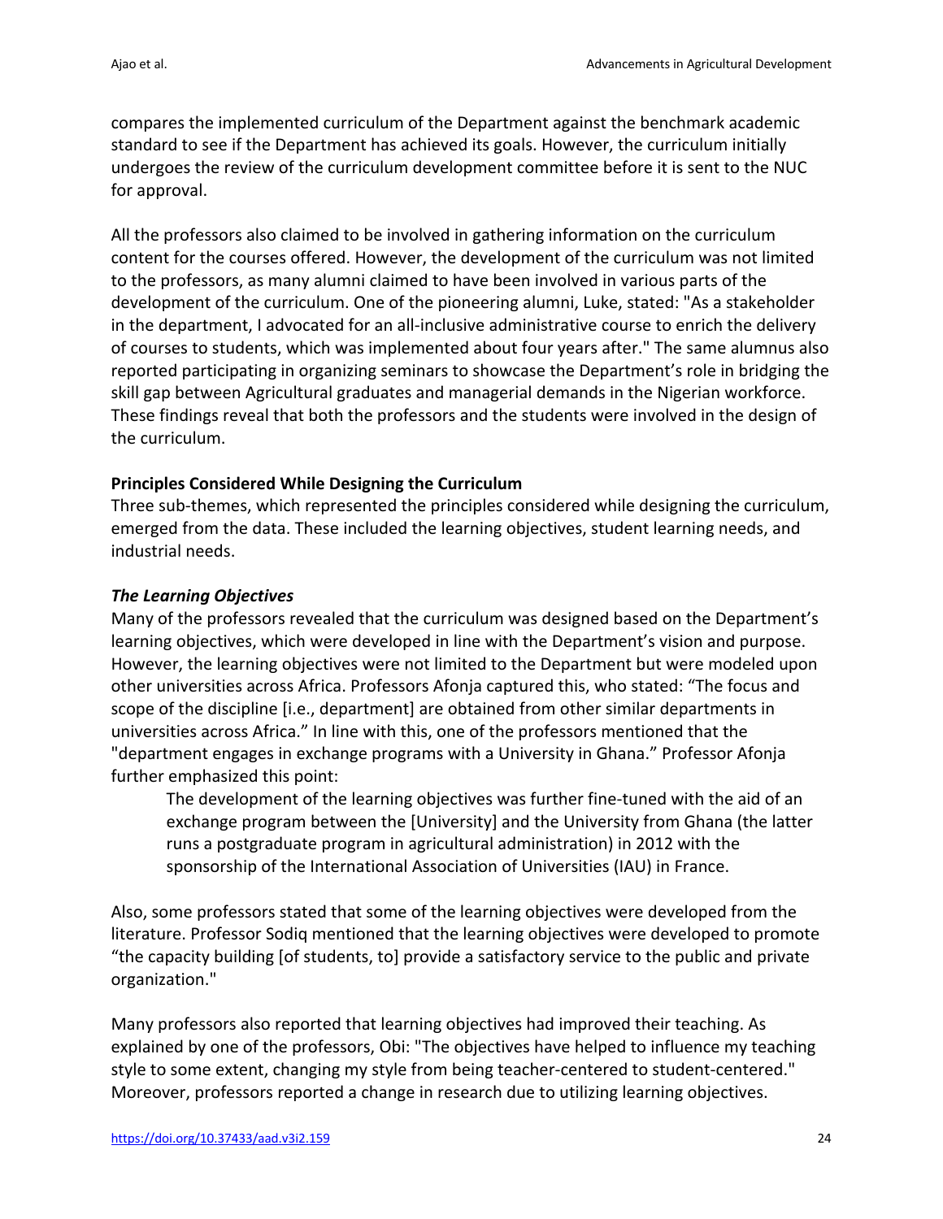compares the implemented curriculum of the Department against the benchmark academic standard to see if the Department has achieved its goals. However, the curriculum initially undergoes the review of the curriculum development committee before it is sent to the NUC for approval.

All the professors also claimed to be involved in gathering information on the curriculum content for the courses offered. However, the development of the curriculum was not limited to the professors, as many alumni claimed to have been involved in various parts of the development of the curriculum. One of the pioneering alumni, Luke, stated: "As a stakeholder in the department, I advocated for an all-inclusive administrative course to enrich the delivery of courses to students, which was implemented about four years after." The same alumnus also reported participating in organizing seminars to showcase the Department's role in bridging the skill gap between Agricultural graduates and managerial demands in the Nigerian workforce. These findings reveal that both the professors and the students were involved in the design of the curriculum.

**Principles Considered While Designing the Curriculum**

Three sub-themes, which represented the principles considered while designing the curriculum, emerged from the data. These included the learning objectives, student learning needs, and industrial needs.

***The Learning Objectives***

Many of the professors revealed that the curriculum was designed based on the Department's learning objectives, which were developed in line with the Department's vision and purpose. However, the learning objectives were not limited to the Department but were modeled upon other universities across Africa. Professors Afonja captured this, who stated: "The focus and scope of the discipline [i.e., department] are obtained from other similar departments in universities across Africa." In line with this, one of the professors mentioned that the "department engages in exchange programs with a University in Ghana." Professor Afonja further emphasized this point:

> The development of the learning objectives was further fine-tuned with the aid of an exchange program between the [University] and the University from Ghana (the latter runs a postgraduate program in agricultural administration) in 2012 with the sponsorship of the International Association of Universities (IAU) in France.

Also, some professors stated that some of the learning objectives were developed from the literature. Professor Sodiq mentioned that the learning objectives were developed to promote "the capacity building [of students, to] provide a satisfactory service to the public and private organization."

Many professors also reported that learning objectives had improved their teaching. As explained by one of the professors, Obi: "The objectives have helped to influence my teaching style to some extent, changing my style from being teacher-centered to student-centered." Moreover, professors reported a change in research due to utilizing learning objectives.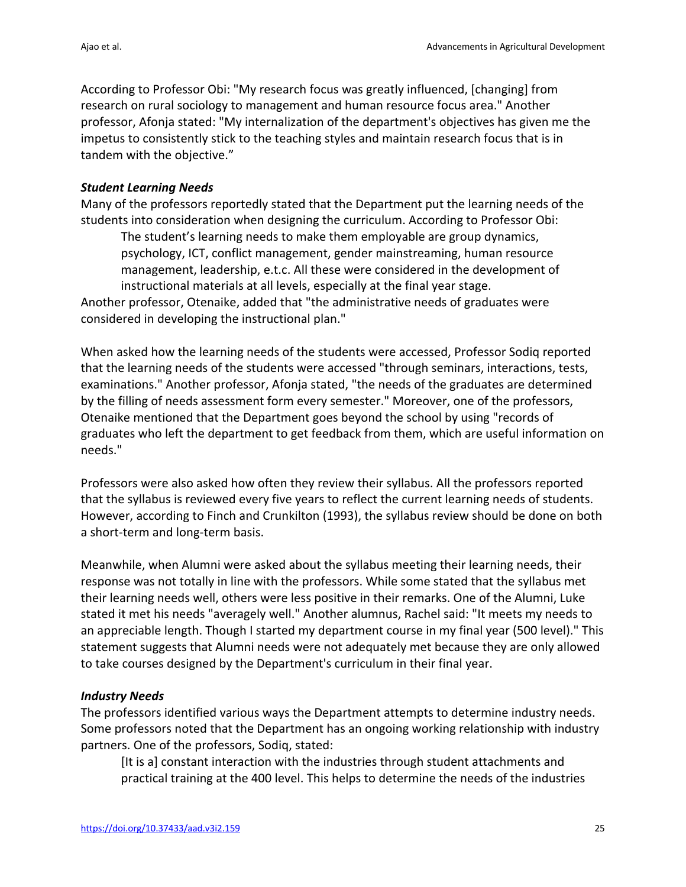According to Professor Obi: "My research focus was greatly influenced, [changing] from research on rural sociology to management and human resource focus area." Another professor, Afonja stated: "My internalization of the department's objectives has given me the impetus to consistently stick to the teaching styles and maintain research focus that is in tandem with the objective."

### *Student Learning Needs*

Many of the professors reportedly stated that the Department put the learning needs of the students into consideration when designing the curriculum. According to Professor Obi:

> The student's learning needs to make them employable are group dynamics, psychology, ICT, conflict management, gender mainstreaming, human resource management, leadership, e.t.c. All these were considered in the development of instructional materials at all levels, especially at the final year stage.

Another professor, Otenaike, added that "the administrative needs of graduates were considered in developing the instructional plan."

When asked how the learning needs of the students were accessed, Professor Sodiq reported that the learning needs of the students were accessed "through seminars, interactions, tests, examinations." Another professor, Afonja stated, "the needs of the graduates are determined by the filling of needs assessment form every semester." Moreover, one of the professors, Otenaike mentioned that the Department goes beyond the school by using "records of graduates who left the department to get feedback from them, which are useful information on needs."

Professors were also asked how often they review their syllabus. All the professors reported that the syllabus is reviewed every five years to reflect the current learning needs of students. However, according to Finch and Crunkilton (1993), the syllabus review should be done on both a short-term and long-term basis.

Meanwhile, when Alumni were asked about the syllabus meeting their learning needs, their response was not totally in line with the professors. While some stated that the syllabus met their learning needs well, others were less positive in their remarks. One of the Alumni, Luke stated it met his needs "averagely well." Another alumnus, Rachel said: "It meets my needs to an appreciable length. Though I started my department course in my final year (500 level)." This statement suggests that Alumni needs were not adequately met because they are only allowed to take courses designed by the Department's curriculum in their final year.

### *Industry Needs*

The professors identified various ways the Department attempts to determine industry needs. Some professors noted that the Department has an ongoing working relationship with industry partners. One of the professors, Sodiq, stated:

> [It is a] constant interaction with the industries through student attachments and practical training at the 400 level. This helps to determine the needs of the industries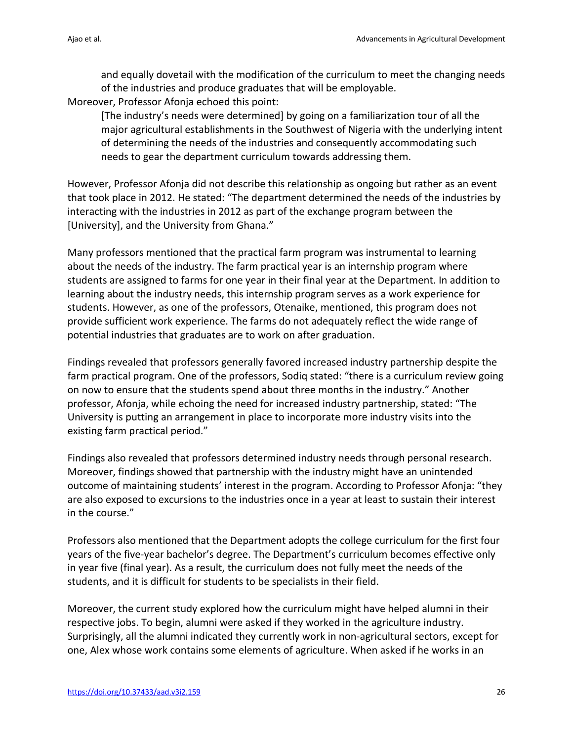> and equally dovetail with the modification of the curriculum to meet the changing needs of the industries and produce graduates that will be employable.

Moreover, Professor Afonja echoed this point:

> [The industry's needs were determined] by going on a familiarization tour of all the major agricultural establishments in the Southwest of Nigeria with the underlying intent of determining the needs of the industries and consequently accommodating such needs to gear the department curriculum towards addressing them.

However, Professor Afonja did not describe this relationship as ongoing but rather as an event that took place in 2012. He stated: "The department determined the needs of the industries by interacting with the industries in 2012 as part of the exchange program between the [University], and the University from Ghana."

Many professors mentioned that the practical farm program was instrumental to learning about the needs of the industry. The farm practical year is an internship program where students are assigned to farms for one year in their final year at the Department. In addition to learning about the industry needs, this internship program serves as a work experience for students. However, as one of the professors, Otenaike, mentioned, this program does not provide sufficient work experience. The farms do not adequately reflect the wide range of potential industries that graduates are to work on after graduation.

Findings revealed that professors generally favored increased industry partnership despite the farm practical program. One of the professors, Sodiq stated: "there is a curriculum review going on now to ensure that the students spend about three months in the industry." Another professor, Afonja, while echoing the need for increased industry partnership, stated: "The University is putting an arrangement in place to incorporate more industry visits into the existing farm practical period."

Findings also revealed that professors determined industry needs through personal research. Moreover, findings showed that partnership with the industry might have an unintended outcome of maintaining students' interest in the program. According to Professor Afonja: "they are also exposed to excursions to the industries once in a year at least to sustain their interest in the course."

Professors also mentioned that the Department adopts the college curriculum for the first four years of the five-year bachelor's degree. The Department's curriculum becomes effective only in year five (final year). As a result, the curriculum does not fully meet the needs of the students, and it is difficult for students to be specialists in their field.

Moreover, the current study explored how the curriculum might have helped alumni in their respective jobs. To begin, alumni were asked if they worked in the agriculture industry. Surprisingly, all the alumni indicated they currently work in non-agricultural sectors, except for one, Alex whose work contains some elements of agriculture. When asked if he works in an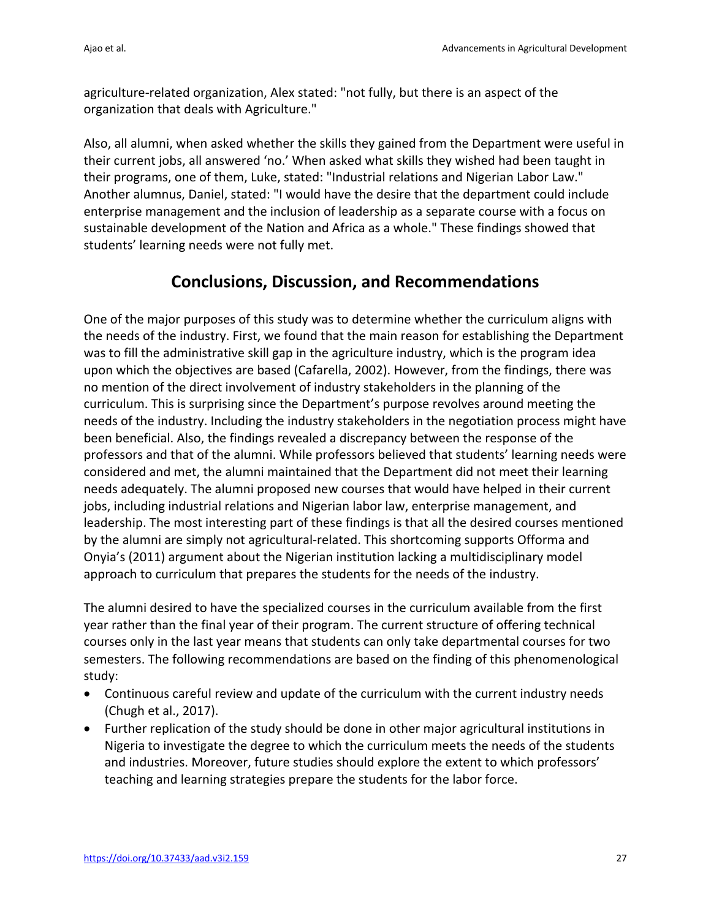agriculture-related organization, Alex stated: "not fully, but there is an aspect of the organization that deals with Agriculture."

Also, all alumni, when asked whether the skills they gained from the Department were useful in their current jobs, all answered 'no.' When asked what skills they wished had been taught in their programs, one of them, Luke, stated: "Industrial relations and Nigerian Labor Law." Another alumnus, Daniel, stated: "I would have the desire that the department could include enterprise management and the inclusion of leadership as a separate course with a focus on sustainable development of the Nation and Africa as a whole." These findings showed that students' learning needs were not fully met.

## Conclusions, Discussion, and Recommendations

One of the major purposes of this study was to determine whether the curriculum aligns with the needs of the industry. First, we found that the main reason for establishing the Department was to fill the administrative skill gap in the agriculture industry, which is the program idea upon which the objectives are based (Cafarella, 2002). However, from the findings, there was no mention of the direct involvement of industry stakeholders in the planning of the curriculum. This is surprising since the Department's purpose revolves around meeting the needs of the industry. Including the industry stakeholders in the negotiation process might have been beneficial. Also, the findings revealed a discrepancy between the response of the professors and that of the alumni. While professors believed that students' learning needs were considered and met, the alumni maintained that the Department did not meet their learning needs adequately. The alumni proposed new courses that would have helped in their current jobs, including industrial relations and Nigerian labor law, enterprise management, and leadership. The most interesting part of these findings is that all the desired courses mentioned by the alumni are simply not agricultural-related. This shortcoming supports Offorma and Onyia's (2011) argument about the Nigerian institution lacking a multidisciplinary model approach to curriculum that prepares the students for the needs of the industry.

The alumni desired to have the specialized courses in the curriculum available from the first year rather than the final year of their program. The current structure of offering technical courses only in the last year means that students can only take departmental courses for two semesters. The following recommendations are based on the finding of this phenomenological study:

- Continuous careful review and update of the curriculum with the current industry needs (Chugh et al., 2017).
- Further replication of the study should be done in other major agricultural institutions in Nigeria to investigate the degree to which the curriculum meets the needs of the students and industries. Moreover, future studies should explore the extent to which professors' teaching and learning strategies prepare the students for the labor force.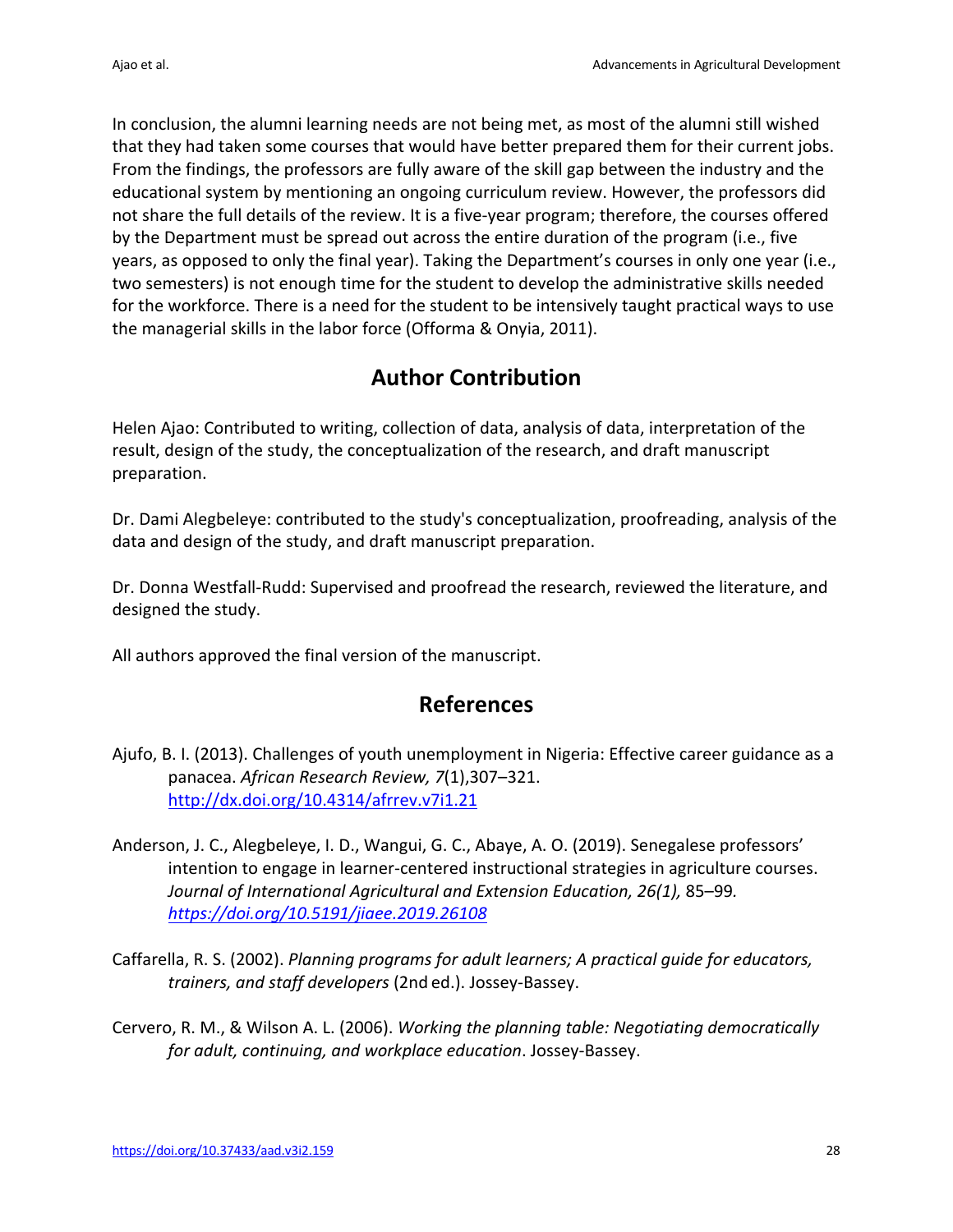In conclusion, the alumni learning needs are not being met, as most of the alumni still wished that they had taken some courses that would have better prepared them for their current jobs. From the findings, the professors are fully aware of the skill gap between the industry and the educational system by mentioning an ongoing curriculum review. However, the professors did not share the full details of the review. It is a five-year program; therefore, the courses offered by the Department must be spread out across the entire duration of the program (i.e., five years, as opposed to only the final year). Taking the Department's courses in only one year (i.e., two semesters) is not enough time for the student to develop the administrative skills needed for the workforce. There is a need for the student to be intensively taught practical ways to use the managerial skills in the labor force (Offorma & Onyia, 2011).

## Author Contribution

Helen Ajao: Contributed to writing, collection of data, analysis of data, interpretation of the result, design of the study, the conceptualization of the research, and draft manuscript preparation.

Dr. Dami Alegbeleye: contributed to the study's conceptualization, proofreading, analysis of the data and design of the study, and draft manuscript preparation.

Dr. Donna Westfall-Rudd: Supervised and proofread the research, reviewed the literature, and designed the study.

All authors approved the final version of the manuscript.

## References

Ajufo, B. I. (2013). Challenges of youth unemployment in Nigeria: Effective career guidance as a panacea. *African Research Review, 7*(1),307–321. http://dx.doi.org/10.4314/afrrev.v7i1.21

Anderson, J. C., Alegbeleye, I. D., Wangui, G. C., Abaye, A. O. (2019). Senegalese professors' intention to engage in learner-centered instructional strategies in agriculture courses. *Journal of International Agricultural and Extension Education, 26(1),* 85–99. *https://doi.org/10.5191/jiaee.2019.26108*

Caffarella, R. S. (2002). *Planning programs for adult learners; A practical guide for educators, trainers, and staff developers* (2nd ed.). Jossey-Bassey.

Cervero, R. M., & Wilson A. L. (2006). *Working the planning table: Negotiating democratically for adult, continuing, and workplace education*. Jossey-Bassey.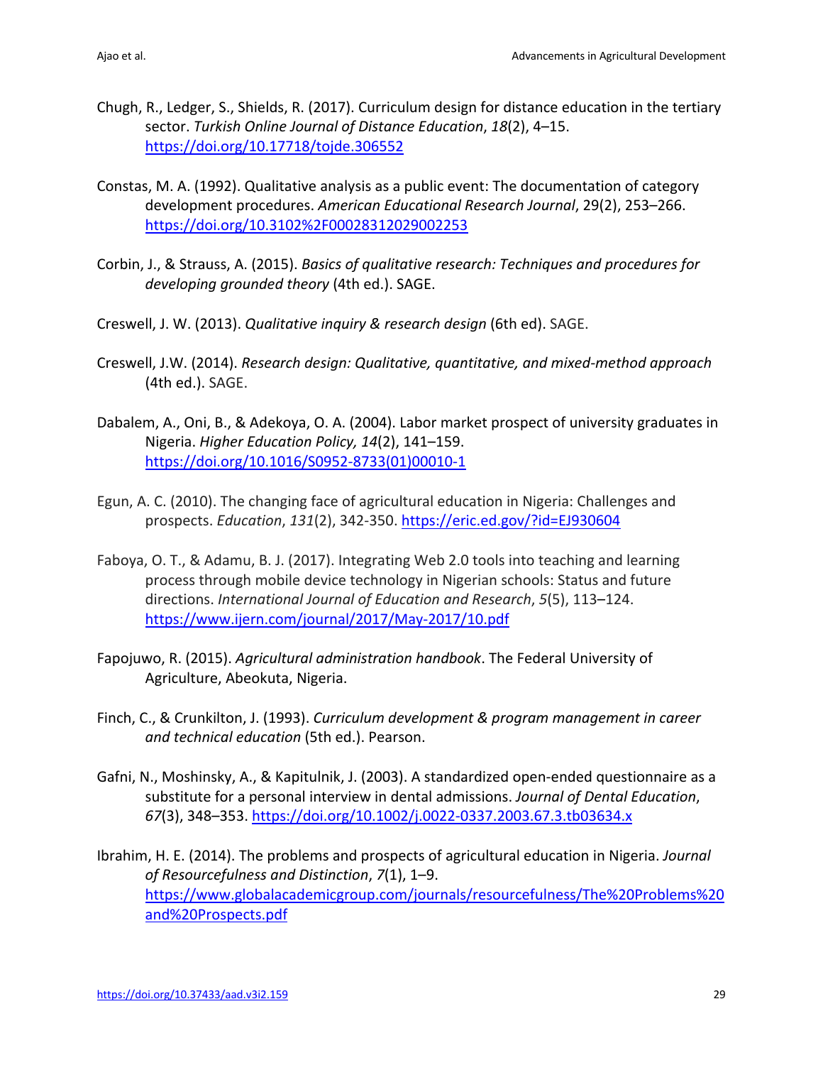Chugh, R., Ledger, S., Shields, R. (2017). Curriculum design for distance education in the tertiary sector. *Turkish Online Journal of Distance Education*, *18*(2), 4–15. https://doi.org/10.17718/tojde.306552

Constas, M. A. (1992). Qualitative analysis as a public event: The documentation of category development procedures. *American Educational Research Journal*, 29(2), 253–266. https://doi.org/10.3102%2F00028312029002253

Corbin, J., & Strauss, A. (2015). *Basics of qualitative research: Techniques and procedures for developing grounded theory* (4th ed.). SAGE.

Creswell, J. W. (2013). *Qualitative inquiry & research design* (6th ed). SAGE.

Creswell, J.W. (2014). *Research design: Qualitative, quantitative, and mixed-method approach* (4th ed.). SAGE.

Dabalem, A., Oni, B., & Adekoya, O. A. (2004). Labor market prospect of university graduates in Nigeria. *Higher Education Policy, 14*(2), 141–159. https://doi.org/10.1016/S0952-8733(01)00010-1

Egun, A. C. (2010). The changing face of agricultural education in Nigeria: Challenges and prospects. *Education*, *131*(2), 342-350. https://eric.ed.gov/?id=EJ930604

Faboya, O. T., & Adamu, B. J. (2017). Integrating Web 2.0 tools into teaching and learning process through mobile device technology in Nigerian schools: Status and future directions. *International Journal of Education and Research*, *5*(5), 113–124. https://www.ijern.com/journal/2017/May-2017/10.pdf

Fapojuwo, R. (2015). *Agricultural administration handbook*. The Federal University of Agriculture, Abeokuta, Nigeria.

Finch, C., & Crunkilton, J. (1993). *Curriculum development & program management in career and technical education* (5th ed.). Pearson.

Gafni, N., Moshinsky, A., & Kapitulnik, J. (2003). A standardized open-ended questionnaire as a substitute for a personal interview in dental admissions. *Journal of Dental Education*, *67*(3), 348–353. https://doi.org/10.1002/j.0022-0337.2003.67.3.tb03634.x

Ibrahim, H. E. (2014). The problems and prospects of agricultural education in Nigeria. *Journal of Resourcefulness and Distinction*, *7*(1), 1–9. https://www.globalacademicgroup.com/journals/resourcefulness/The%20Problems%20and%20Prospects.pdf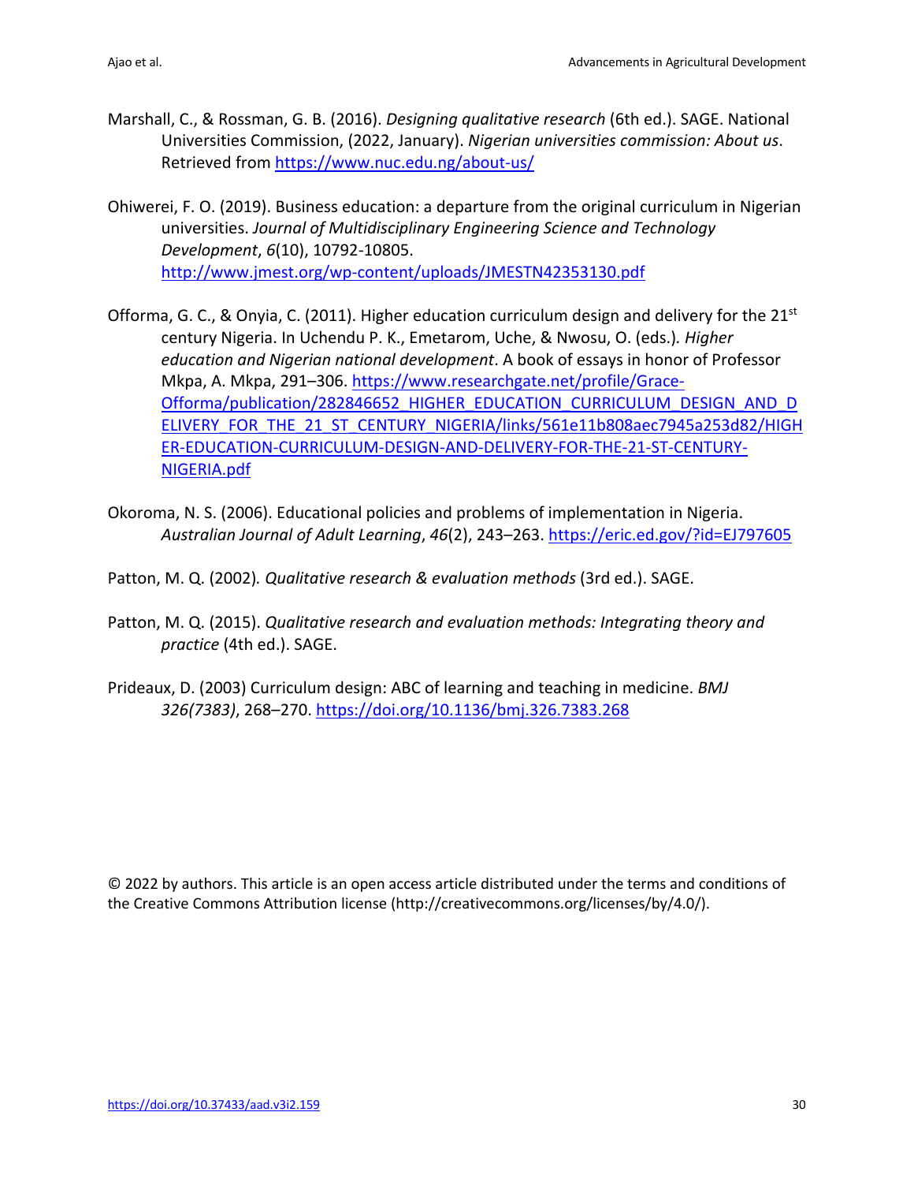Marshall, C., & Rossman, G. B. (2016). *Designing qualitative research* (6th ed.). SAGE. National Universities Commission, (2022, January). *Nigerian universities commission: About us*. Retrieved from https://www.nuc.edu.ng/about-us/

Ohiwerei, F. O. (2019). Business education: a departure from the original curriculum in Nigerian universities. *Journal of Multidisciplinary Engineering Science and Technology Development*, *6*(10), 10792-10805. http://www.jmest.org/wp-content/uploads/JMESTN42353130.pdf

Offorma, G. C., & Onyia, C. (2011). Higher education curriculum design and delivery for the 21st century Nigeria. In Uchendu P. K., Emetarom, Uche, & Nwosu, O. (eds.). *Higher education and Nigerian national development*. A book of essays in honor of Professor Mkpa, A. Mkpa, 291–306. https://www.researchgate.net/profile/Grace-Offorma/publication/282846652_HIGHER_EDUCATION_CURRICULUM_DESIGN_AND_DELIVERY_FOR_THE_21_ST_CENTURY_NIGERIA/links/561e11b808aec7945a253d82/HIGHER-EDUCATION-CURRICULUM-DESIGN-AND-DELIVERY-FOR-THE-21-ST-CENTURY-NIGERIA.pdf

Okoroma, N. S. (2006). Educational policies and problems of implementation in Nigeria. *Australian Journal of Adult Learning*, *46*(2), 243–263. https://eric.ed.gov/?id=EJ797605

Patton, M. Q. (2002). *Qualitative research & evaluation methods* (3rd ed.). SAGE.

Patton, M. Q. (2015). *Qualitative research and evaluation methods: Integrating theory and practice* (4th ed.). SAGE.

Prideaux, D. (2003) Curriculum design: ABC of learning and teaching in medicine. *BMJ 326(7383)*, 268–270. https://doi.org/10.1136/bmj.326.7383.268

© 2022 by authors. This article is an open access article distributed under the terms and conditions of the Creative Commons Attribution license (http://creativecommons.org/licenses/by/4.0/).